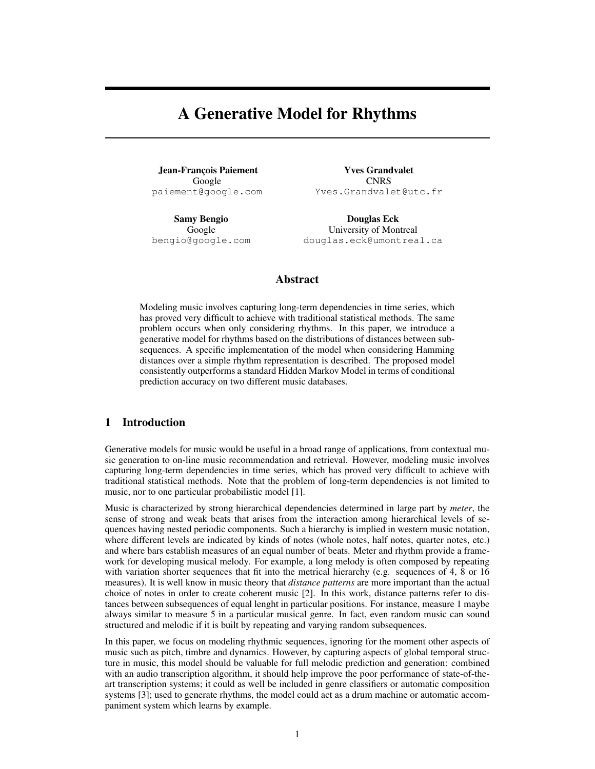# A Generative Model for Rhythms

**Jean-François Paiement**
Google
paiement@google.com

**Yves Grandvalet**
CNRS
Yves.Grandvalet@utc.fr

**Samy Bengio**
Google
bengio@google.com

**Douglas Eck**
University of Montreal
douglas.eck@umontreal.ca

## Abstract

Modeling music involves capturing long-term dependencies in time series, which has proved very difficult to achieve with traditional statistical methods. The same problem occurs when only considering rhythms. In this paper, we introduce a generative model for rhythms based on the distributions of distances between subsequences. A specific implementation of the model when considering Hamming distances over a simple rhythm representation is described. The proposed model consistently outperforms a standard Hidden Markov Model in terms of conditional prediction accuracy on two different music databases.

## 1 Introduction

Generative models for music would be useful in a broad range of applications, from contextual music generation to on-line music recommendation and retrieval. However, modeling music involves capturing long-term dependencies in time series, which has proved very difficult to achieve with traditional statistical methods. Note that the problem of long-term dependencies is not limited to music, nor to one particular probabilistic model [1].

Music is characterized by strong hierarchical dependencies determined in large part by *meter*, the sense of strong and weak beats that arises from the interaction among hierarchical levels of sequences having nested periodic components. Such a hierarchy is implied in western music notation, where different levels are indicated by kinds of notes (whole notes, half notes, quarter notes, etc.) and where bars establish measures of an equal number of beats. Meter and rhythm provide a framework for developing musical melody. For example, a long melody is often composed by repeating with variation shorter sequences that fit into the metrical hierarchy (e.g. sequences of 4, 8 or 16 measures). It is well know in music theory that *distance patterns* are more important than the actual choice of notes in order to create coherent music [2]. In this work, distance patterns refer to distances between subsequences of equal lenght in particular positions. For instance, measure 1 maybe always similar to measure 5 in a particular musical genre. In fact, even random music can sound structured and melodic if it is built by repeating and varying random subsequences.

In this paper, we focus on modeling rhythmic sequences, ignoring for the moment other aspects of music such as pitch, timbre and dynamics. However, by capturing aspects of global temporal structure in music, this model should be valuable for full melodic prediction and generation: combined with an audio transcription algorithm, it should help improve the poor performance of state-of-the-art transcription systems; it could as well be included in genre classifiers or automatic composition systems [3]; used to generate rhythms, the model could act as a drum machine or automatic accompaniment system which learns by example.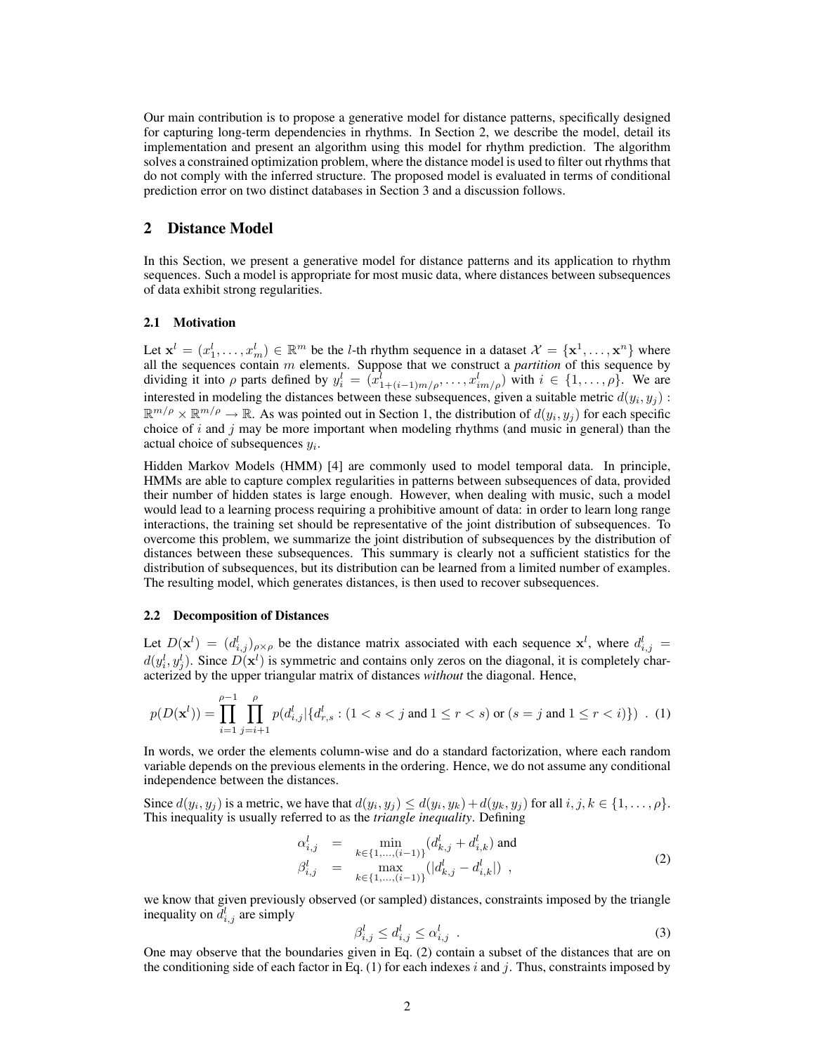Our main contribution is to propose a generative model for distance patterns, specifically designed for capturing long-term dependencies in rhythms. In Section 2, we describe the model, detail its implementation and present an algorithm using this model for rhythm prediction. The algorithm solves a constrained optimization problem, where the distance model is used to filter out rhythms that do not comply with the inferred structure. The proposed model is evaluated in terms of conditional prediction error on two distinct databases in Section 3 and a discussion follows.

## 2 Distance Model

In this Section, we present a generative model for distance patterns and its application to rhythm sequences. Such a model is appropriate for most music data, where distances between subsequences of data exhibit strong regularities.

### 2.1 Motivation

Let $\mathbf{x}^l = (x_1^l, \ldots, x_m^l) \in \mathbb{R}^m$ be the $l$-th rhythm sequence in a dataset $\mathcal{X} = \{\mathbf{x}^1, \ldots, \mathbf{x}^n\}$ where all the sequences contain $m$ elements. Suppose that we construct a *partition* of this sequence by dividing it into $\rho$ parts defined by $y_i^l = (x_{1+(i-1)m/\rho}^l, \ldots, x_{im/\rho}^l)$ with $i \in \{1, \ldots, \rho\}$. We are interested in modeling the distances between these subsequences, given a suitable metric $d(y_i, y_j) : \mathbb{R}^{m/\rho} \times \mathbb{R}^{m/\rho} \to \mathbb{R}$. As was pointed out in Section 1, the distribution of $d(y_i, y_j)$ for each specific choice of $i$ and $j$ may be more important when modeling rhythms (and music in general) than the actual choice of subsequences $y_i$.

Hidden Markov Models (HMM) [4] are commonly used to model temporal data. In principle, HMMs are able to capture complex regularities in patterns between subsequences of data, provided their number of hidden states is large enough. However, when dealing with music, such a model would lead to a learning process requiring a prohibitive amount of data: in order to learn long range interactions, the training set should be representative of the joint distribution of subsequences. To overcome this problem, we summarize the joint distribution of subsequences by the distribution of distances between these subsequences. This summary is clearly not a sufficient statistics for the distribution of subsequences, but its distribution can be learned from a limited number of examples. The resulting model, which generates distances, is then used to recover subsequences.

### 2.2 Decomposition of Distances

Let $D(\mathbf{x}^l) = (d_{i,j}^l)_{\rho \times \rho}$ be the distance matrix associated with each sequence $\mathbf{x}^l$, where $d_{i,j}^l = d(y_i^l, y_j^l)$. Since $D(\mathbf{x}^l)$ is symmetric and contains only zeros on the diagonal, it is completely characterized by the upper triangular matrix of distances *without* the diagonal. Hence,

$$p(D(\mathbf{x}^l)) = \prod_{i=1}^{\rho-1} \prod_{j=i+1}^{\rho} p(d_{i,j}^l | \{d_{r,s}^l : (1 < s < j \text{ and } 1 \leq r < s) \text{ or } (s = j \text{ and } 1 \leq r < i)\}) \ . \quad (1)$$

In words, we order the elements column-wise and do a standard factorization, where each random variable depends on the previous elements in the ordering. Hence, we do not assume any conditional independence between the distances.

Since $d(y_i, y_j)$ is a metric, we have that $d(y_i, y_j) \leq d(y_i, y_k) + d(y_k, y_j)$ for all $i, j, k \in \{1, \ldots, \rho\}$. This inequality is usually referred to as the *triangle inequality*. Defining

$$\begin{aligned} \alpha_{i,j}^l &= \min_{k \in \{1, \ldots, (i-1)\}} (d_{k,j}^l + d_{i,k}^l) \text{ and} \\ \beta_{i,j}^l &= \max_{k \in \{1, \ldots, (i-1)\}} (|d_{k,j}^l - d_{i,k}^l|) \ , \end{aligned} \quad (2)$$

we know that given previously observed (or sampled) distances, constraints imposed by the triangle inequality on $d_{i,j}^l$ are simply

$$\beta_{i,j}^l \leq d_{i,j}^l \leq \alpha_{i,j}^l \ . \quad (3)$$

One may observe that the boundaries given in Eq. (2) contain a subset of the distances that are on the conditioning side of each factor in Eq. (1) for each indexes $i$ and $j$. Thus, constraints imposed by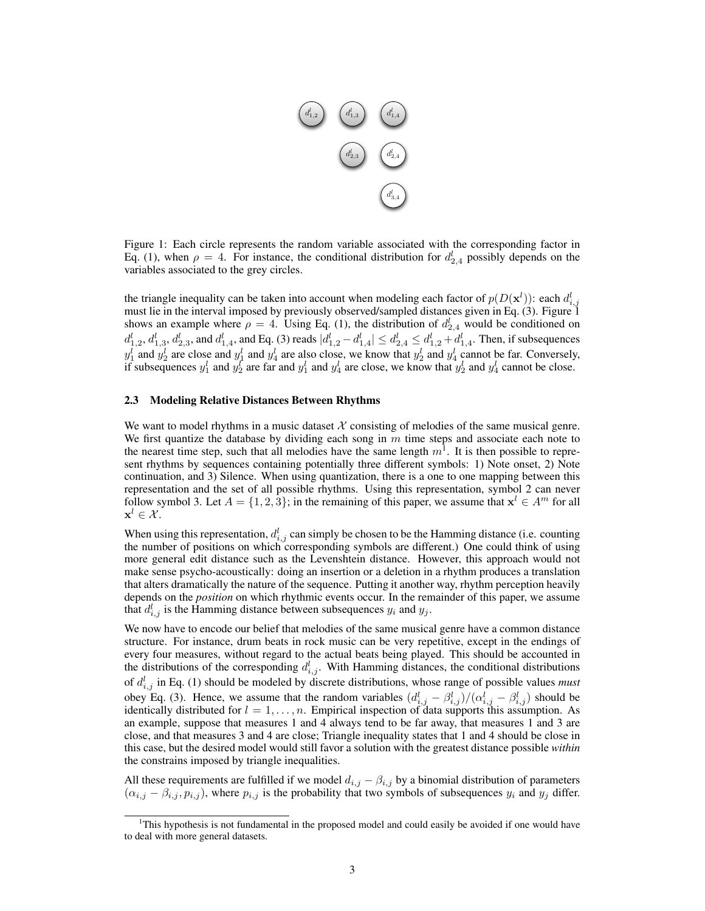Figure 1: Each circle represents the random variable associated with the corresponding factor in Eq. (1), when $\rho = 4$. For instance, the conditional distribution for $d^l_{2,4}$ possibly depends on the variables associated to the grey circles.

the triangle inequality can be taken into account when modeling each factor of $p(D(\mathbf{x}^l))$: each $d^l_{i,j}$ must lie in the interval imposed by previously observed/sampled distances given in Eq. (3). Figure 1 shows an example where $\rho = 4$. Using Eq. (1), the distribution of $d^l_{2,4}$ would be conditioned on $d^l_{1,2}$, $d^l_{1,3}$, $d^l_{2,3}$, and $d^l_{1,4}$, and Eq. (3) reads $|d^l_{1,2} - d^l_{1,4}| \leq d^l_{2,4} \leq d^l_{1,2} + d^l_{1,4}$. Then, if subsequences $y^l_1$ and $y^l_2$ are close and $y^l_1$ and $y^l_4$ are also close, we know that $y^l_2$ and $y^l_4$ cannot be far. Conversely, if subsequences $y^l_1$ and $y^l_2$ are far and $y^l_1$ and $y^l_4$ are close, we know that $y^l_2$ and $y^l_4$ cannot be close.

### 2.3 Modeling Relative Distances Between Rhythms

We want to model rhythms in a music dataset $\mathcal{X}$ consisting of melodies of the same musical genre. We first quantize the database by dividing each song in $m$ time steps and associate each note to the nearest time step, such that all melodies have the same length $m$[1]. It is then possible to represent rhythms by sequences containing potentially three different symbols: 1) Note onset, 2) Note continuation, and 3) Silence. When using quantization, there is a one to one mapping between this representation and the set of all possible rhythms. Using this representation, symbol 2 can never follow symbol 3. Let $A = \{1, 2, 3\}$; in the remaining of this paper, we assume that $\mathbf{x}^l \in A^m$ for all $\mathbf{x}^l \in \mathcal{X}$.

When using this representation, $d^l_{i,j}$ can simply be chosen to be the Hamming distance (i.e. counting the number of positions on which corresponding symbols are different.) One could think of using more general edit distance such as the Levenshtein distance. However, this approach would not make sense psycho-acoustically: doing an insertion or a deletion in a rhythm produces a translation that alters dramatically the nature of the sequence. Putting it another way, rhythm perception heavily depends on the *position* on which rhythmic events occur. In the remainder of this paper, we assume that $d^l_{i,j}$ is the Hamming distance between subsequences $y_i$ and $y_j$.

We now have to encode our belief that melodies of the same musical genre have a common distance structure. For instance, drum beats in rock music can be very repetitive, except in the endings of every four measures, without regard to the actual beats being played. This should be accounted in the distributions of the corresponding $d^l_{i,j}$. With Hamming distances, the conditional distributions of $d^l_{i,j}$ in Eq. (1) should be modeled by discrete distributions, whose range of possible values *must* obey Eq. (3). Hence, we assume that the random variables $(d^l_{i,j} - \beta^l_{i,j})/(\alpha^l_{i,j} - \beta^l_{i,j})$ should be identically distributed for $l = 1, \ldots, n$. Empirical inspection of data supports this assumption. As an example, suppose that measures 1 and 4 always tend to be far away, that measures 1 and 3 are close, and that measures 3 and 4 are close; Triangle inequality states that 1 and 4 should be close in this case, but the desired model would still favor a solution with the greatest distance possible *within* the constrains imposed by triangle inequalities.

All these requirements are fulfilled if we model $d_{i,j} - \beta_{i,j}$ by a binomial distribution of parameters $(\alpha_{i,j} - \beta_{i,j}, p_{i,j})$, where $p_{i,j}$ is the probability that two symbols of subsequences $y_i$ and $y_j$ differ.

[1] This hypothesis is not fundamental in the proposed model and could easily be avoided if one would have to deal with more general datasets.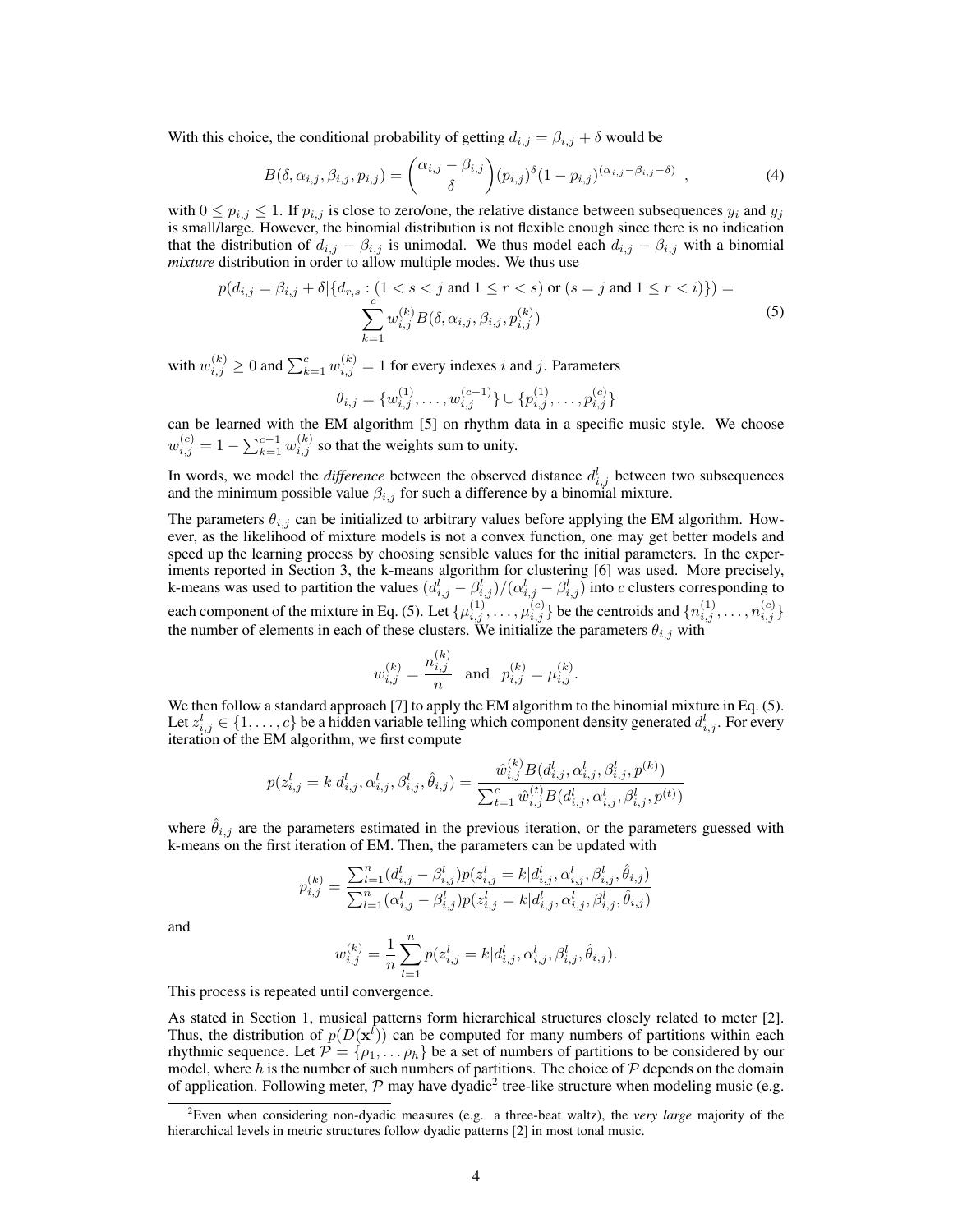With this choice, the conditional probability of getting $d_{i,j} = \beta_{i,j} + \delta$ would be

$$B(\delta, \alpha_{i,j}, \beta_{i,j}, p_{i,j}) = \binom{\alpha_{i,j} - \beta_{i,j}}{\delta} (p_{i,j})^{\delta} (1 - p_{i,j})^{(\alpha_{i,j} - \beta_{i,j} - \delta)} \quad , \tag{4}$$

with $0 \leq p_{i,j} \leq 1$. If $p_{i,j}$ is close to zero/one, the relative distance between subsequences $y_i$ and $y_j$ is small/large. However, the binomial distribution is not flexible enough since there is no indication that the distribution of $d_{i,j} - \beta_{i,j}$ is unimodal. We thus model each $d_{i,j} - \beta_{i,j}$ with a binomial *mixture* distribution in order to allow multiple modes. We thus use

$$\begin{aligned} p(d_{i,j} = \beta_{i,j} + \delta | \{d_{r,s} : (1 < s < j \text{ and } 1 \leq r < s) \text{ or } (s = j \text{ and } 1 \leq r < i)\}) = \\ \sum_{k=1}^{c} w_{i,j}^{(k)} B(\delta, \alpha_{i,j}, \beta_{i,j}, p_{i,j}^{(k)}) \end{aligned} \tag{5}$$

with $w_{i,j}^{(k)} \geq 0$ and $\sum_{k=1}^{c} w_{i,j}^{(k)} = 1$ for every indexes $i$ and $j$. Parameters

$$\theta_{i,j} = \{w_{i,j}^{(1)}, \ldots, w_{i,j}^{(c-1)}\} \cup \{p_{i,j}^{(1)}, \ldots, p_{i,j}^{(c)}\}$$

can be learned with the EM algorithm [5] on rhythm data in a specific music style. We choose $w_{i,j}^{(c)} = 1 - \sum_{k=1}^{c-1} w_{i,j}^{(k)}$ so that the weights sum to unity.

In words, we model the *difference* between the observed distance $d_{i,j}^l$ between two subsequences and the minimum possible value $\beta_{i,j}$ for such a difference by a binomial mixture.

The parameters $\theta_{i,j}$ can be initialized to arbitrary values before applying the EM algorithm. However, as the likelihood of mixture models is not a convex function, one may get better models and speed up the learning process by choosing sensible values for the initial parameters. In the experiments reported in Section 3, the k-means algorithm for clustering [6] was used. More precisely, k-means was used to partition the values $(d_{i,j}^l - \beta_{i,j}^l)/(\alpha_{i,j}^l - \beta_{i,j}^l)$ into $c$ clusters corresponding to each component of the mixture in Eq. (5). Let $\{\mu_{i,j}^{(1)}, \ldots, \mu_{i,j}^{(c)}\}$ be the centroids and $\{n_{i,j}^{(1)}, \ldots, n_{i,j}^{(c)}\}$ the number of elements in each of these clusters. We initialize the parameters $\theta_{i,j}$ with

$$w_{i,j}^{(k)} = \frac{n_{i,j}^{(k)}}{n} \quad \text{and} \quad p_{i,j}^{(k)} = \mu_{i,j}^{(k)}.$$

We then follow a standard approach [7] to apply the EM algorithm to the binomial mixture in Eq. (5). Let $z_{i,j}^l \in \{1, \ldots, c\}$ be a hidden variable telling which component density generated $d_{i,j}^l$. For every iteration of the EM algorithm, we first compute

$$p(z_{i,j}^l = k | d_{i,j}^l, \alpha_{i,j}^l, \beta_{i,j}^l, \hat{\theta}_{i,j}) = \frac{\hat{w}_{i,j}^{(k)} B(d_{i,j}^l, \alpha_{i,j}^l, \beta_{i,j}^l, p^{(k)})}{\sum_{t=1}^{c} \hat{w}_{i,j}^{(t)} B(d_{i,j}^l, \alpha_{i,j}^l, \beta_{i,j}^l, p^{(t)})}$$

where $\hat{\theta}_{i,j}$ are the parameters estimated in the previous iteration, or the parameters guessed with k-means on the first iteration of EM. Then, the parameters can be updated with

$$p_{i,j}^{(k)} = \frac{\sum_{l=1}^{n} (d_{i,j}^l - \beta_{i,j}^l) p(z_{i,j}^l = k | d_{i,j}^l, \alpha_{i,j}^l, \beta_{i,j}^l, \hat{\theta}_{i,j})}{\sum_{l=1}^{n} (\alpha_{i,j}^l - \beta_{i,j}^l) p(z_{i,j}^l = k | d_{i,j}^l, \alpha_{i,j}^l, \beta_{i,j}^l, \hat{\theta}_{i,j})}$$

and

$$w_{i,j}^{(k)} = \frac{1}{n} \sum_{l=1}^{n} p(z_{i,j}^l = k | d_{i,j}^l, \alpha_{i,j}^l, \beta_{i,j}^l, \hat{\theta}_{i,j}).$$

This process is repeated until convergence.

As stated in Section 1, musical patterns form hierarchical structures closely related to meter [2]. Thus, the distribution of $p(D(\mathbf{x}^l))$ can be computed for many numbers of partitions within each rhythmic sequence. Let $\mathcal{P} = \{\rho_1, \ldots \rho_h\}$ be a set of numbers of partitions to be considered by our model, where $h$ is the number of such numbers of partitions. The choice of $\mathcal{P}$ depends on the domain of application. Following meter, $\mathcal{P}$ may have dyadic[2] tree-like structure when modeling music (e.g.

[2] Even when considering non-dyadic measures (e.g. a three-beat waltz), the *very large* majority of the hierarchical levels in metric structures follow dyadic patterns [2] in most tonal music.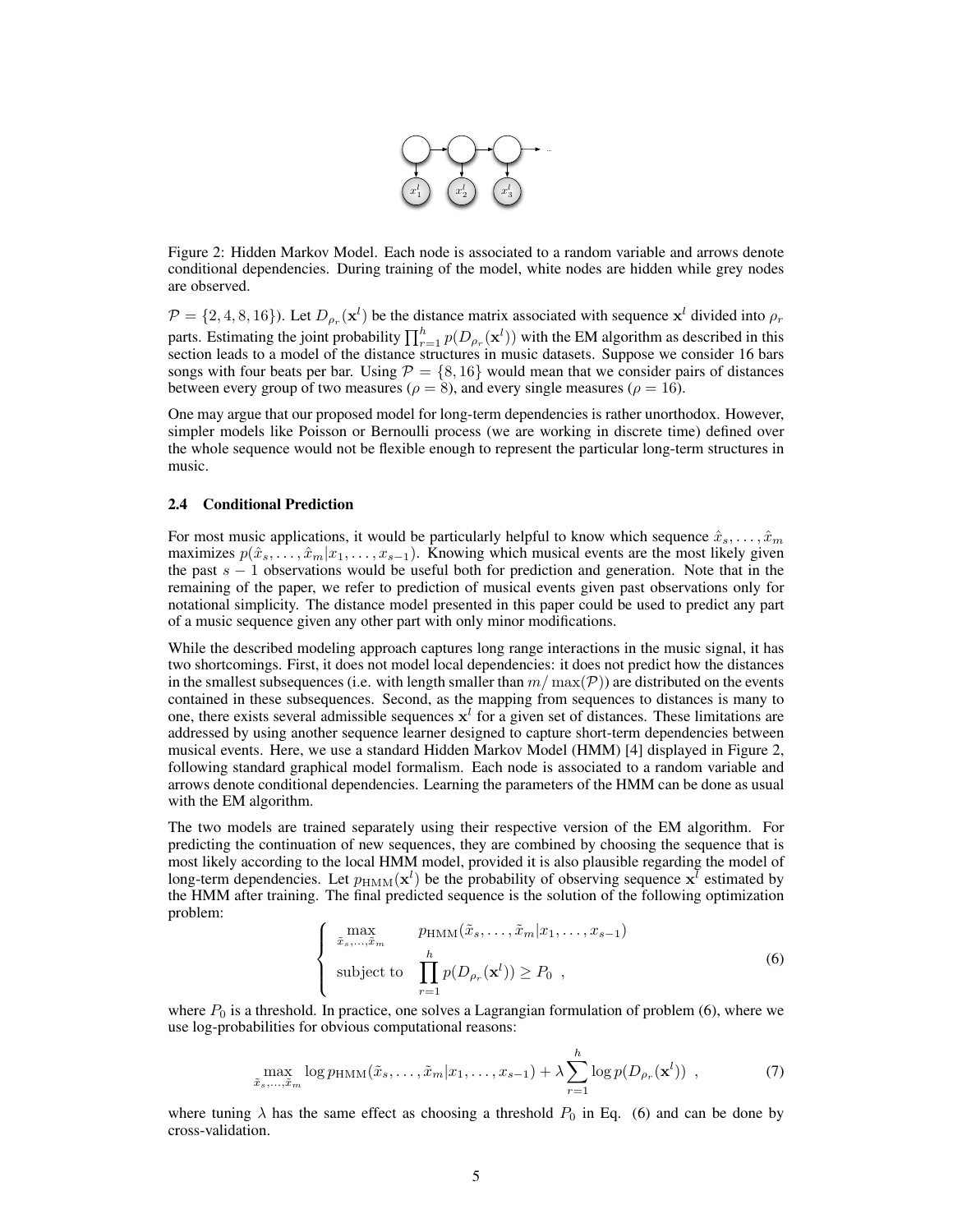Figure 2: Hidden Markov Model. Each node is associated to a random variable and arrows denote conditional dependencies. During training of the model, white nodes are hidden while grey nodes are observed.

$\mathcal{P} = \{2, 4, 8, 16\}$). Let $D_{\rho_r}(\mathbf{x}^l)$ be the distance matrix associated with sequence $\mathbf{x}^l$ divided into $\rho_r$ parts. Estimating the joint probability $\prod_{r=1}^{h} p(D_{\rho_r}(\mathbf{x}^l))$ with the EM algorithm as described in this section leads to a model of the distance structures in music datasets. Suppose we consider 16 bars songs with four beats per bar. Using $\mathcal{P} = \{8, 16\}$ would mean that we consider pairs of distances between every group of two measures ($\rho = 8$), and every single measures ($\rho = 16$).

One may argue that our proposed model for long-term dependencies is rather unorthodox. However, simpler models like Poisson or Bernoulli process (we are working in discrete time) defined over the whole sequence would not be flexible enough to represent the particular long-term structures in music.

### 2.4 Conditional Prediction

For most music applications, it would be particularly helpful to know which sequence $\hat{x}_s, \ldots, \hat{x}_m$ maximizes $p(\hat{x}_s, \ldots, \hat{x}_m | x_1, \ldots, x_{s-1})$. Knowing which musical events are the most likely given the past $s-1$ observations would be useful both for prediction and generation. Note that in the remaining of the paper, we refer to prediction of musical events given past observations only for notational simplicity. The distance model presented in this paper could be used to predict any part of a music sequence given any other part with only minor modifications.

While the described modeling approach captures long range interactions in the music signal, it has two shortcomings. First, it does not model local dependencies: it does not predict how the distances in the smallest subsequences (i.e. with length smaller than $m/\max(\mathcal{P})$) are distributed on the events contained in these subsequences. Second, as the mapping from sequences to distances is many to one, there exists several admissible sequences $\mathbf{x}^l$ for a given set of distances. These limitations are addressed by using another sequence learner designed to capture short-term dependencies between musical events. Here, we use a standard Hidden Markov Model (HMM) [4] displayed in Figure 2, following standard graphical model formalism. Each node is associated to a random variable and arrows denote conditional dependencies. Learning the parameters of the HMM can be done as usual with the EM algorithm.

The two models are trained separately using their respective version of the EM algorithm. For predicting the continuation of new sequences, they are combined by choosing the sequence that is most likely according to the local HMM model, provided it is also plausible regarding the model of long-term dependencies. Let $p_{\text{HMM}}(\mathbf{x}^l)$ be the probability of observing sequence $\mathbf{x}^l$ estimated by the HMM after training. The final predicted sequence is the solution of the following optimization problem:

$$\begin{cases} \max_{\tilde{x}_s, \ldots, \tilde{x}_m} & p_{\text{HMM}}(\tilde{x}_s, \ldots, \tilde{x}_m | x_1, \ldots, x_{s-1}) \\ \text{subject to} & \prod_{r=1}^{h} p(D_{\rho_r}(\mathbf{x}^l)) \geq P_0 \ , \end{cases} \tag{6}$$

where $P_0$ is a threshold. In practice, one solves a Lagrangian formulation of problem (6), where we use log-probabilities for obvious computational reasons:

$$\max_{\tilde{x}_s, \ldots, \tilde{x}_m} \log p_{\text{HMM}}(\tilde{x}_s, \ldots, \tilde{x}_m | x_1, \ldots, x_{s-1}) + \lambda \sum_{r=1}^{h} \log p(D_{\rho_r}(\mathbf{x}^l)) \ , \tag{7}$$

where tuning $\lambda$ has the same effect as choosing a threshold $P_0$ in Eq. (6) and can be done by cross-validation.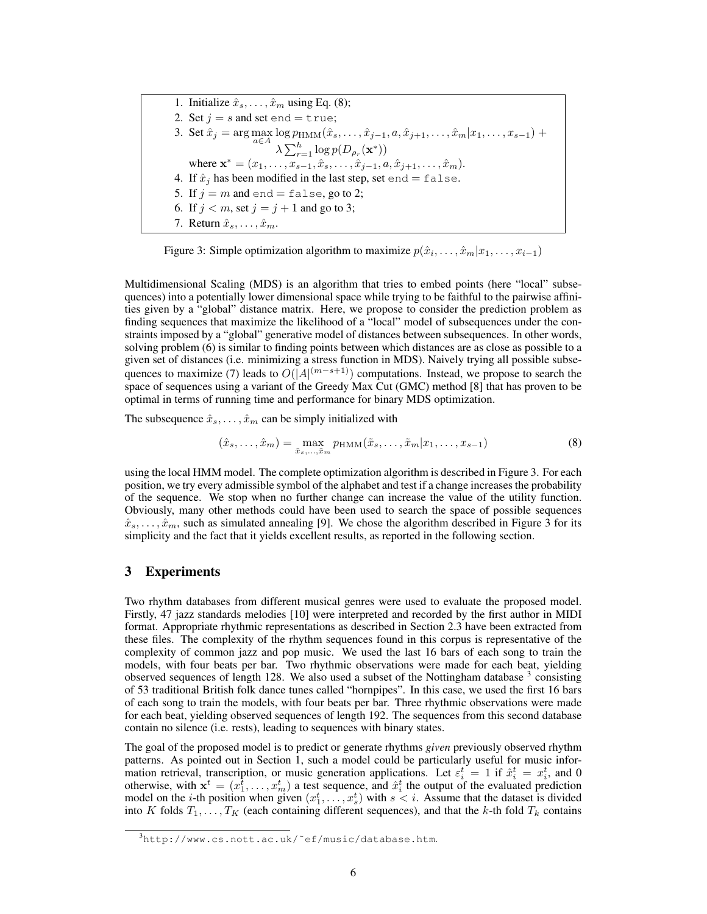1. Initialize $\hat{x}_s, \ldots, \hat{x}_m$ using Eq. (8);
2. Set $j = s$ and set `end = true`;
3. Set $\hat{x}_j = \arg\max_{a \in A} \log p_{\text{HMM}}(\hat{x}_s, \ldots, \hat{x}_{j-1}, a, \hat{x}_{j+1}, \ldots, \hat{x}_m | x_1, \ldots, x_{s-1}) + \lambda \sum_{r=1}^{h} \log p(D_{\rho_r}(\mathbf{x}^*))$
   where $\mathbf{x}^* = (x_1, \ldots, x_{s-1}, \hat{x}_s, \ldots, \hat{x}_{j-1}, a, \hat{x}_{j+1}, \ldots, \hat{x}_m)$.
4. If $\hat{x}_j$ has been modified in the last step, set `end = false`.
5. If $j = m$ and `end = false`, go to 2;
6. If $j < m$, set $j = j + 1$ and go to 3;
7. Return $\hat{x}_s, \ldots, \hat{x}_m$.

Figure 3: Simple optimization algorithm to maximize $p(\hat{x}_i, \ldots, \hat{x}_m | x_1, \ldots, x_{i-1})$

Multidimensional Scaling (MDS) is an algorithm that tries to embed points (here "local" subsequences) into a potentially lower dimensional space while trying to be faithful to the pairwise affinities given by a "global" distance matrix. Here, we propose to consider the prediction problem as finding sequences that maximize the likelihood of a "local" model of subsequences under the constraints imposed by a "global" generative model of distances between subsequences. In other words, solving problem (6) is similar to finding points between which distances are as close as possible to a given set of distances (i.e. minimizing a stress function in MDS). Naively trying all possible subsequences to maximize (7) leads to $O(|A|^{(m-s+1)})$ computations. Instead, we propose to search the space of sequences using a variant of the Greedy Max Cut (GMC) method [8] that has proven to be optimal in terms of running time and performance for binary MDS optimization.

The subsequence $\hat{x}_s, \ldots, \hat{x}_m$ can be simply initialized with

$$(\hat{x}_s, \ldots, \hat{x}_m) = \max_{\tilde{x}_s, \ldots, \tilde{x}_m} p_{\text{HMM}}(\tilde{x}_s, \ldots, \tilde{x}_m | x_1, \ldots, x_{s-1}) \tag{8}$$

using the local HMM model. The complete optimization algorithm is described in Figure 3. For each position, we try every admissible symbol of the alphabet and test if a change increases the probability of the sequence. We stop when no further change can increase the value of the utility function. Obviously, many other methods could have been used to search the space of possible sequences $\hat{x}_s, \ldots, \hat{x}_m$, such as simulated annealing [9]. We chose the algorithm described in Figure 3 for its simplicity and the fact that it yields excellent results, as reported in the following section.

## 3 Experiments

Two rhythm databases from different musical genres were used to evaluate the proposed model. Firstly, 47 jazz standards melodies [10] were interpreted and recorded by the first author in MIDI format. Appropriate rhythmic representations as described in Section 2.3 have been extracted from these files. The complexity of the rhythm sequences found in this corpus is representative of the complexity of common jazz and pop music. We used the last 16 bars of each song to train the models, with four beats per bar. Two rhythmic observations were made for each beat, yielding observed sequences of length 128. We also used a subset of the Nottingham database [3] consisting of 53 traditional British folk dance tunes called "hornpipes". In this case, we used the first 16 bars of each song to train the models, with four beats per bar. Three rhythmic observations were made for each beat, yielding observed sequences of length 192. The sequences from this second database contain no silence (i.e. rests), leading to sequences with binary states.

The goal of the proposed model is to predict or generate rhythms *given* previously observed rhythm patterns. As pointed out in Section 1, such a model could be particularly useful for music information retrieval, transcription, or music generation applications. Let $\varepsilon_i^t = 1$ if $\hat{x}_i^t = x_i^t$, and 0 otherwise, with $\mathbf{x}^t = (x_1^t, \ldots, x_m^t)$ a test sequence, and $\hat{x}_i^t$ the output of the evaluated prediction model on the $i$-th position when given $(x_1^t, \ldots, x_s^t)$ with $s < i$. Assume that the dataset is divided into $K$ folds $T_1, \ldots, T_K$ (each containing different sequences), and that the $k$-th fold $T_k$ contains

[3] http://www.cs.nott.ac.uk/~ef/music/database.htm.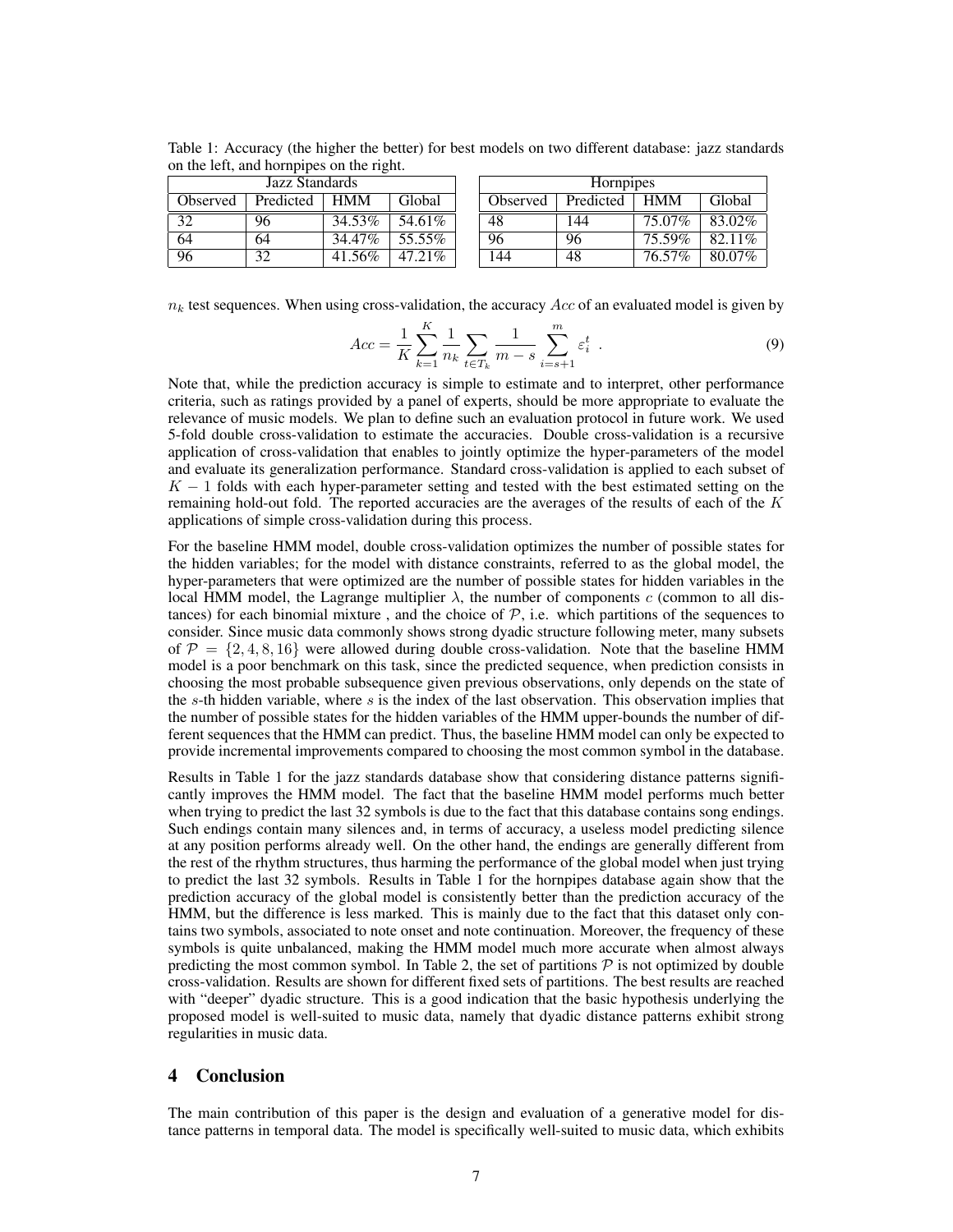Table 1: Accuracy (the higher the better) for best models on two different database: jazz standards on the left, and hornpipes on the right.

| Jazz Standards | | | |
|---|---|---|---|
| Observed | Predicted | HMM | Global |
| 32 | 96 | 34.53% | 54.61% |
| 64 | 64 | 34.47% | 55.55% |
| 96 | 32 | 41.56% | 47.21% |

| Hornpipes | | | |
|---|---|---|---|
| Observed | Predicted | HMM | Global |
| 48 | 144 | 75.07% | 83.02% |
| 96 | 96 | 75.59% | 82.11% |
| 144 | 48 | 76.57% | 80.07% |

$n_k$ test sequences. When using cross-validation, the accuracy $Acc$ of an evaluated model is given by

$$Acc = \frac{1}{K} \sum_{k=1}^{K} \frac{1}{n_k} \sum_{t \in T_k} \frac{1}{m-s} \sum_{i=s+1}^{m} \varepsilon_i^t \ . \tag{9}$$

Note that, while the prediction accuracy is simple to estimate and to interpret, other performance criteria, such as ratings provided by a panel of experts, should be more appropriate to evaluate the relevance of music models. We plan to define such an evaluation protocol in future work. We used 5-fold double cross-validation to estimate the accuracies. Double cross-validation is a recursive application of cross-validation that enables to jointly optimize the hyper-parameters of the model and evaluate its generalization performance. Standard cross-validation is applied to each subset of $K-1$ folds with each hyper-parameter setting and tested with the best estimated setting on the remaining hold-out fold. The reported accuracies are the averages of the results of each of the $K$ applications of simple cross-validation during this process.

For the baseline HMM model, double cross-validation optimizes the number of possible states for the hidden variables; for the model with distance constraints, referred to as the global model, the hyper-parameters that were optimized are the number of possible states for hidden variables in the local HMM model, the Lagrange multiplier $\lambda$, the number of components $c$ (common to all distances) for each binomial mixture , and the choice of $\mathcal{P}$, i.e. which partitions of the sequences to consider. Since music data commonly shows strong dyadic structure following meter, many subsets of $\mathcal{P} = \{2, 4, 8, 16\}$ were allowed during double cross-validation. Note that the baseline HMM model is a poor benchmark on this task, since the predicted sequence, when prediction consists in choosing the most probable subsequence given previous observations, only depends on the state of the $s$-th hidden variable, where $s$ is the index of the last observation. This observation implies that the number of possible states for the hidden variables of the HMM upper-bounds the number of different sequences that the HMM can predict. Thus, the baseline HMM model can only be expected to provide incremental improvements compared to choosing the most common symbol in the database.

Results in Table 1 for the jazz standards database show that considering distance patterns significantly improves the HMM model. The fact that the baseline HMM model performs much better when trying to predict the last 32 symbols is due to the fact that this database contains song endings. Such endings contain many silences and, in terms of accuracy, a useless model predicting silence at any position performs already well. On the other hand, the endings are generally different from the rest of the rhythm structures, thus harming the performance of the global model when just trying to predict the last 32 symbols. Results in Table 1 for the hornpipes database again show that the prediction accuracy of the global model is consistently better than the prediction accuracy of the HMM, but the difference is less marked. This is mainly due to the fact that this dataset only contains two symbols, associated to note onset and note continuation. Moreover, the frequency of these symbols is quite unbalanced, making the HMM model much more accurate when almost always predicting the most common symbol. In Table 2, the set of partitions $\mathcal{P}$ is not optimized by double cross-validation. Results are shown for different fixed sets of partitions. The best results are reached with "deeper" dyadic structure. This is a good indication that the basic hypothesis underlying the proposed model is well-suited to music data, namely that dyadic distance patterns exhibit strong regularities in music data.

## 4 Conclusion

The main contribution of this paper is the design and evaluation of a generative model for distance patterns in temporal data. The model is specifically well-suited to music data, which exhibits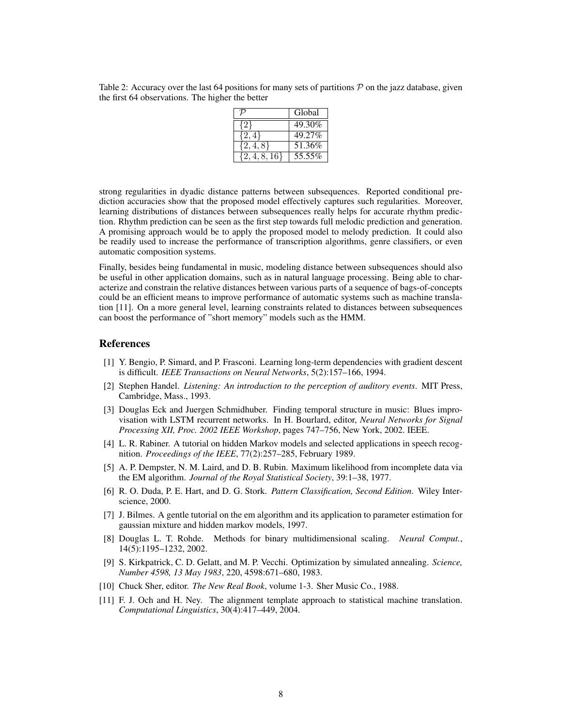Table 2: Accuracy over the last 64 positions for many sets of partitions $\mathcal{P}$ on the jazz database, given the first 64 observations. The higher the better

| $\mathcal{P}$ | Global |
|---|---|
| $\{2\}$ | 49.30% |
| $\{2, 4\}$ | 49.27% |
| $\{2, 4, 8\}$ | 51.36% |
| $\{2, 4, 8, 16\}$ | 55.55% |

strong regularities in dyadic distance patterns between subsequences. Reported conditional prediction accuracies show that the proposed model effectively captures such regularities. Moreover, learning distributions of distances between subsequences really helps for accurate rhythm prediction. Rhythm prediction can be seen as the first step towards full melodic prediction and generation. A promising approach would be to apply the proposed model to melody prediction. It could also be readily used to increase the performance of transcription algorithms, genre classifiers, or even automatic composition systems.

Finally, besides being fundamental in music, modeling distance between subsequences should also be useful in other application domains, such as in natural language processing. Being able to characterize and constrain the relative distances between various parts of a sequence of bags-of-concepts could be an efficient means to improve performance of automatic systems such as machine translation [11]. On a more general level, learning constraints related to distances between subsequences can boost the performance of "short memory" models such as the HMM.

## References

[1] Y. Bengio, P. Simard, and P. Frasconi. Learning long-term dependencies with gradient descent is difficult. *IEEE Transactions on Neural Networks*, 5(2):157–166, 1994.

[2] Stephen Handel. *Listening: An introduction to the perception of auditory events*. MIT Press, Cambridge, Mass., 1993.

[3] Douglas Eck and Juergen Schmidhuber. Finding temporal structure in music: Blues improvisation with LSTM recurrent networks. In H. Bourlard, editor, *Neural Networks for Signal Processing XII, Proc. 2002 IEEE Workshop*, pages 747–756, New York, 2002. IEEE.

[4] L. R. Rabiner. A tutorial on hidden Markov models and selected applications in speech recognition. *Proceedings of the IEEE*, 77(2):257–285, February 1989.

[5] A. P. Dempster, N. M. Laird, and D. B. Rubin. Maximum likelihood from incomplete data via the EM algorithm. *Journal of the Royal Statistical Society*, 39:1–38, 1977.

[6] R. O. Duda, P. E. Hart, and D. G. Stork. *Pattern Classification, Second Edition*. Wiley Interscience, 2000.

[7] J. Bilmes. A gentle tutorial on the em algorithm and its application to parameter estimation for gaussian mixture and hidden markov models, 1997.

[8] Douglas L. T. Rohde. Methods for binary multidimensional scaling. *Neural Comput.*, 14(5):1195–1232, 2002.

[9] S. Kirkpatrick, C. D. Gelatt, and M. P. Vecchi. Optimization by simulated annealing. *Science, Number 4598, 13 May 1983*, 220, 4598:671–680, 1983.

[10] Chuck Sher, editor. *The New Real Book*, volume 1-3. Sher Music Co., 1988.

[11] F. J. Och and H. Ney. The alignment template approach to statistical machine translation. *Computational Linguistics*, 30(4):417–449, 2004.